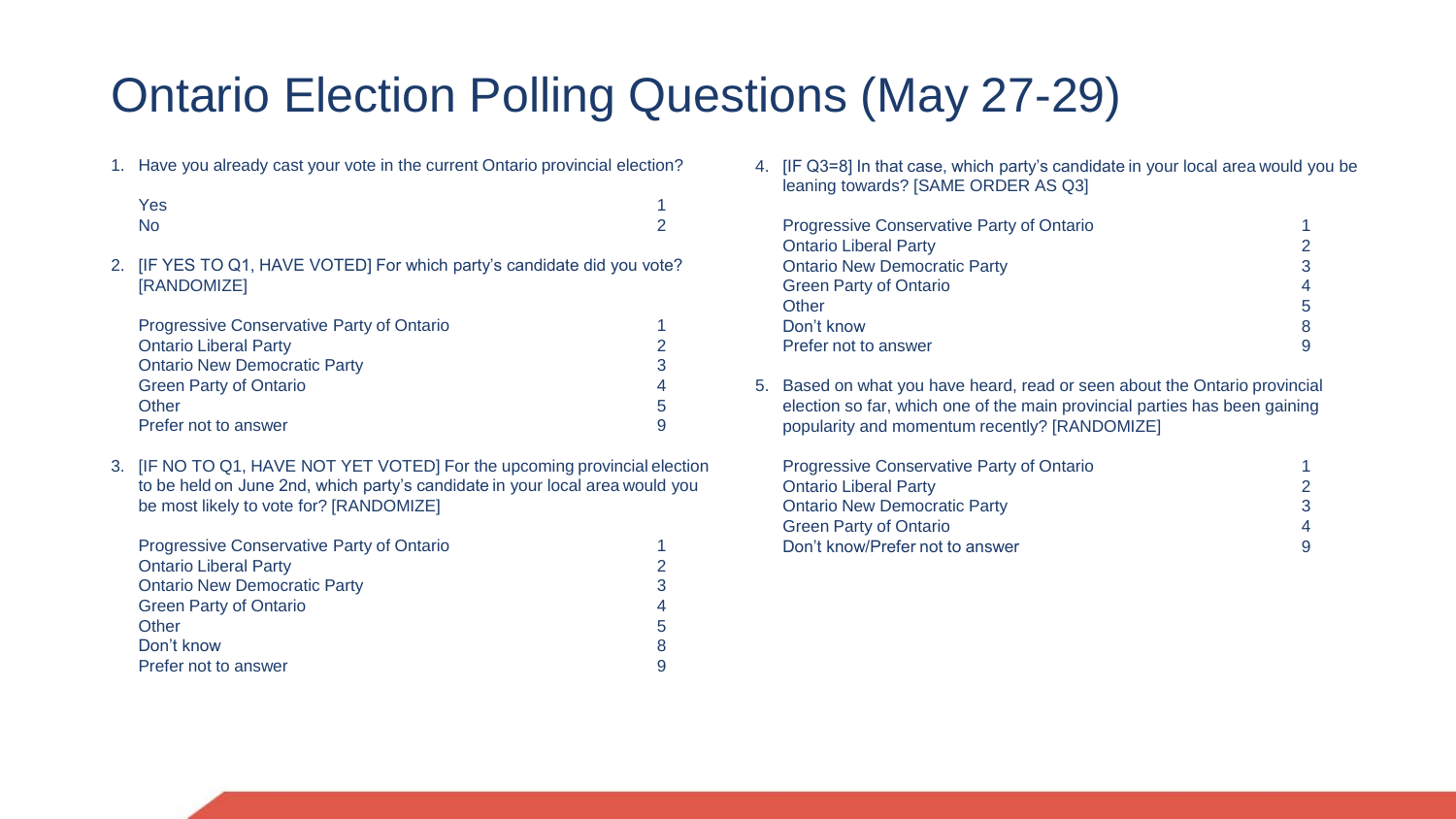# Ontario Election Polling Questions (May 27-29)

1. Have you already cast your vote in the current Ontario provincial election?

| | |
|---|---|
| Yes | 1 |
| No | 2 |

2. [IF YES TO Q1, HAVE VOTED] For which party's candidate did you vote? [RANDOMIZE]

| | |
|---|---|
| Progressive Conservative Party of Ontario | 1 |
| Ontario Liberal Party | 2 |
| Ontario New Democratic Party | 3 |
| Green Party of Ontario | 4 |
| Other | 5 |
| Prefer not to answer | 9 |

3. [IF NO TO Q1, HAVE NOT YET VOTED] For the upcoming provincial election to be held on June 2nd, which party's candidate in your local area would you be most likely to vote for? [RANDOMIZE]

| | |
|---|---|
| Progressive Conservative Party of Ontario | 1 |
| Ontario Liberal Party | 2 |
| Ontario New Democratic Party | 3 |
| Green Party of Ontario | 4 |
| Other | 5 |
| Don't know | 8 |
| Prefer not to answer | 9 |

4. [IF Q3=8] In that case, which party's candidate in your local area would you be leaning towards? [SAME ORDER AS Q3]

| | |
|---|---|
| Progressive Conservative Party of Ontario | 1 |
| Ontario Liberal Party | 2 |
| Ontario New Democratic Party | 3 |
| Green Party of Ontario | 4 |
| Other | 5 |
| Don't know | 8 |
| Prefer not to answer | 9 |

5. Based on what you have heard, read or seen about the Ontario provincial election so far, which one of the main provincial parties has been gaining popularity and momentum recently? [RANDOMIZE]

| | |
|---|---|
| Progressive Conservative Party of Ontario | 1 |
| Ontario Liberal Party | 2 |
| Ontario New Democratic Party | 3 |
| Green Party of Ontario | 4 |
| Don't know/Prefer not to answer | 9 |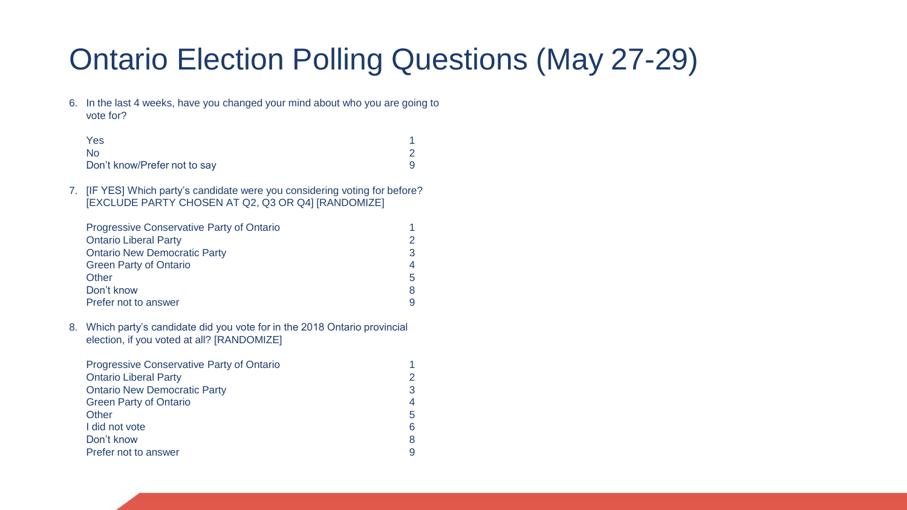# Ontario Election Polling Questions (May 27-29)

6. In the last 4 weeks, have you changed your mind about who you are going to vote for?

| | |
|---|---|
| Yes | 1 |
| No | 2 |
| Don't know/Prefer not to say | 9 |

7. [IF YES] Which party's candidate were you considering voting for before? [EXCLUDE PARTY CHOSEN AT Q2, Q3 OR Q4] [RANDOMIZE]

| | |
|---|---|
| Progressive Conservative Party of Ontario | 1 |
| Ontario Liberal Party | 2 |
| Ontario New Democratic Party | 3 |
| Green Party of Ontario | 4 |
| Other | 5 |
| Don't know | 8 |
| Prefer not to answer | 9 |

8. Which party's candidate did you vote for in the 2018 Ontario provincial election, if you voted at all? [RANDOMIZE]

| | |
|---|---|
| Progressive Conservative Party of Ontario | 1 |
| Ontario Liberal Party | 2 |
| Ontario New Democratic Party | 3 |
| Green Party of Ontario | 4 |
| Other | 5 |
| I did not vote | 6 |
| Don't know | 8 |
| Prefer not to answer | 9 |